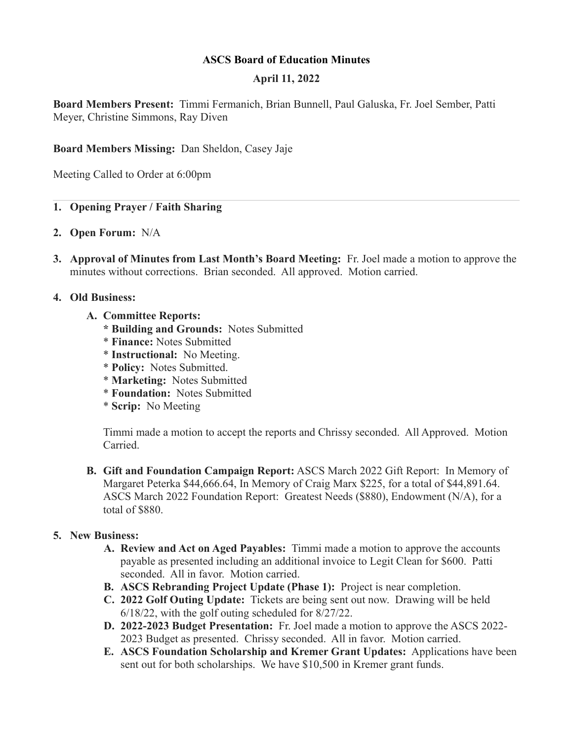**ASCS Board of Education Minutes**

**April 11, 2022**

**Board Members Present:** Timmi Fermanich, Brian Bunnell, Paul Galuska, Fr. Joel Sember, Patti Meyer, Christine Simmons, Ray Diven

**Board Members Missing:** Dan Sheldon, Casey Jaje

Meeting Called to Order at 6:00pm

---

1. **Opening Prayer / Faith Sharing**

2. **Open Forum:** N/A

3. **Approval of Minutes from Last Month's Board Meeting:** Fr. Joel made a motion to approve the minutes without corrections. Brian seconded. All approved. Motion carried.

4. **Old Business:**

   A. **Committee Reports:**
      * **Building and Grounds:** Notes Submitted
      * **Finance:** Notes Submitted
      * **Instructional:** No Meeting.
      * **Policy:** Notes Submitted.
      * **Marketing:** Notes Submitted
      * **Foundation:** Notes Submitted
      * **Scrip:** No Meeting

      Timmi made a motion to accept the reports and Chrissy seconded. All Approved. Motion Carried.

   B. **Gift and Foundation Campaign Report:** ASCS March 2022 Gift Report: In Memory of Margaret Peterka $44,666.64, In Memory of Craig Marx $225, for a total of $44,891.64. ASCS March 2022 Foundation Report: Greatest Needs ($880), Endowment (N/A), for a total of $880.

5. **New Business:**

   A. **Review and Act on Aged Payables:** Timmi made a motion to approve the accounts payable as presented including an additional invoice to Legit Clean for $600. Patti seconded. All in favor. Motion carried.

   B. **ASCS Rebranding Project Update (Phase 1):** Project is near completion.

   C. **2022 Golf Outing Update:** Tickets are being sent out now. Drawing will be held 6/18/22, with the golf outing scheduled for 8/27/22.

   D. **2022-2023 Budget Presentation:** Fr. Joel made a motion to approve the ASCS 2022-2023 Budget as presented. Chrissy seconded. All in favor. Motion carried.

   E. **ASCS Foundation Scholarship and Kremer Grant Updates:** Applications have been sent out for both scholarships. We have $10,500 in Kremer grant funds.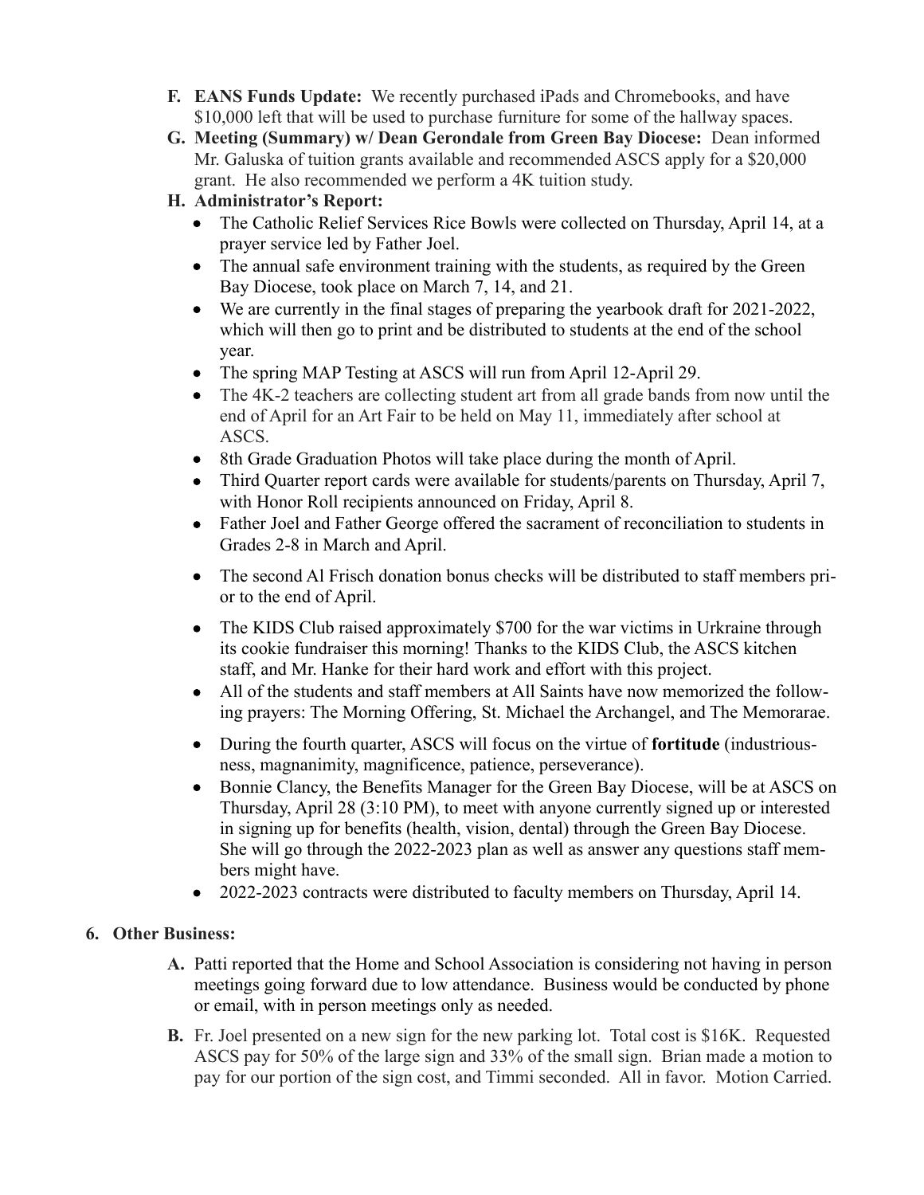- **F. EANS Funds Update:** We recently purchased iPads and Chromebooks, and have $10,000 left that will be used to purchase furniture for some of the hallway spaces.
- **G. Meeting (Summary) w/ Dean Gerondale from Green Bay Diocese:** Dean informed Mr. Galuska of tuition grants available and recommended ASCS apply for a $20,000 grant. He also recommended we perform a 4K tuition study.
- **H. Administrator's Report:**
  - The Catholic Relief Services Rice Bowls were collected on Thursday, April 14, at a prayer service led by Father Joel.
  - The annual safe environment training with the students, as required by the Green Bay Diocese, took place on March 7, 14, and 21.
  - We are currently in the final stages of preparing the yearbook draft for 2021-2022, which will then go to print and be distributed to students at the end of the school year.
  - The spring MAP Testing at ASCS will run from April 12-April 29.
  - The 4K-2 teachers are collecting student art from all grade bands from now until the end of April for an Art Fair to be held on May 11, immediately after school at ASCS.
  - 8th Grade Graduation Photos will take place during the month of April.
  - Third Quarter report cards were available for students/parents on Thursday, April 7, with Honor Roll recipients announced on Friday, April 8.
  - Father Joel and Father George offered the sacrament of reconciliation to students in Grades 2-8 in March and April.
  - The second Al Frisch donation bonus checks will be distributed to staff members prior to the end of April.
  - The KIDS Club raised approximately $700 for the war victims in Urkraine through its cookie fundraiser this morning! Thanks to the KIDS Club, the ASCS kitchen staff, and Mr. Hanke for their hard work and effort with this project.
  - All of the students and staff members at All Saints have now memorized the following prayers: The Morning Offering, St. Michael the Archangel, and The Memorarae.
  - During the fourth quarter, ASCS will focus on the virtue of **fortitude** (industriousness, magnanimity, magnificence, patience, perseverance).
  - Bonnie Clancy, the Benefits Manager for the Green Bay Diocese, will be at ASCS on Thursday, April 28 (3:10 PM), to meet with anyone currently signed up or interested in signing up for benefits (health, vision, dental) through the Green Bay Diocese. She will go through the 2022-2023 plan as well as answer any questions staff members might have.
  - 2022-2023 contracts were distributed to faculty members on Thursday, April 14.

**6. Other Business:**

- **A.** Patti reported that the Home and School Association is considering not having in person meetings going forward due to low attendance. Business would be conducted by phone or email, with in person meetings only as needed.
- **B.** Fr. Joel presented on a new sign for the new parking lot. Total cost is $16K. Requested ASCS pay for 50% of the large sign and 33% of the small sign. Brian made a motion to pay for our portion of the sign cost, and Timmi seconded. All in favor. Motion Carried.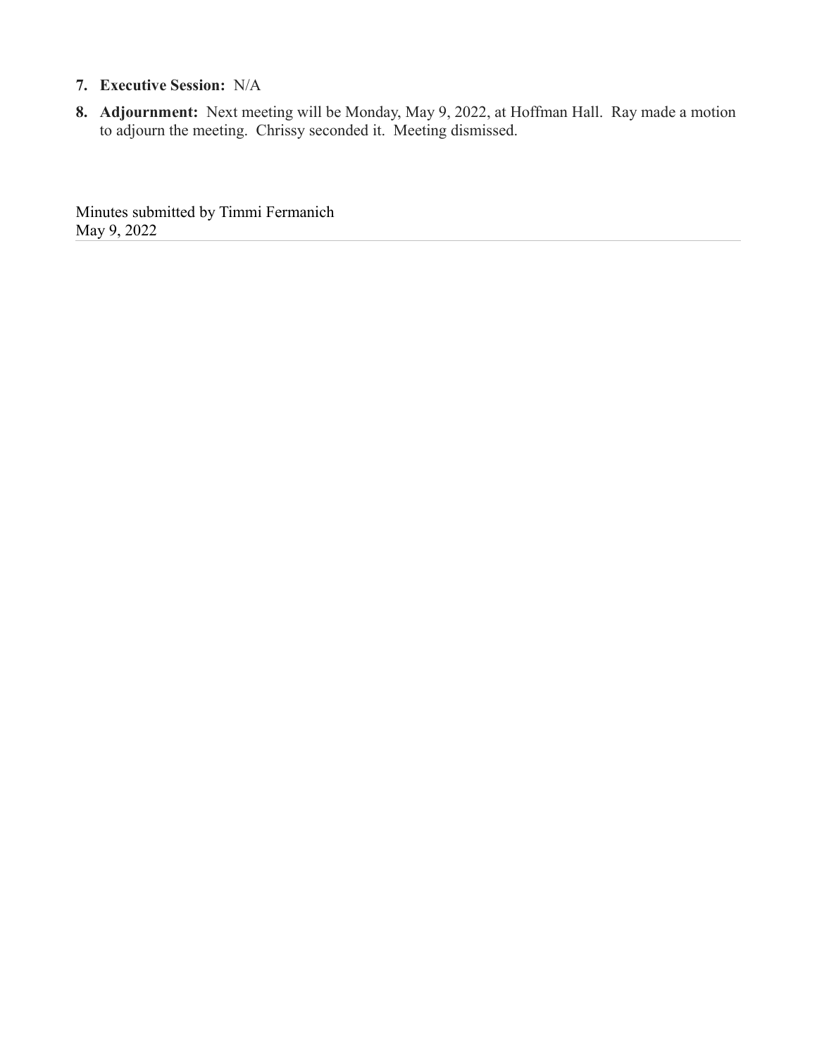7. **Executive Session:** N/A
8. **Adjournment:** Next meeting will be Monday, May 9, 2022, at Hoffman Hall. Ray made a motion to adjourn the meeting. Chrissy seconded it. Meeting dismissed.

Minutes submitted by Timmi Fermanich
May 9, 2022